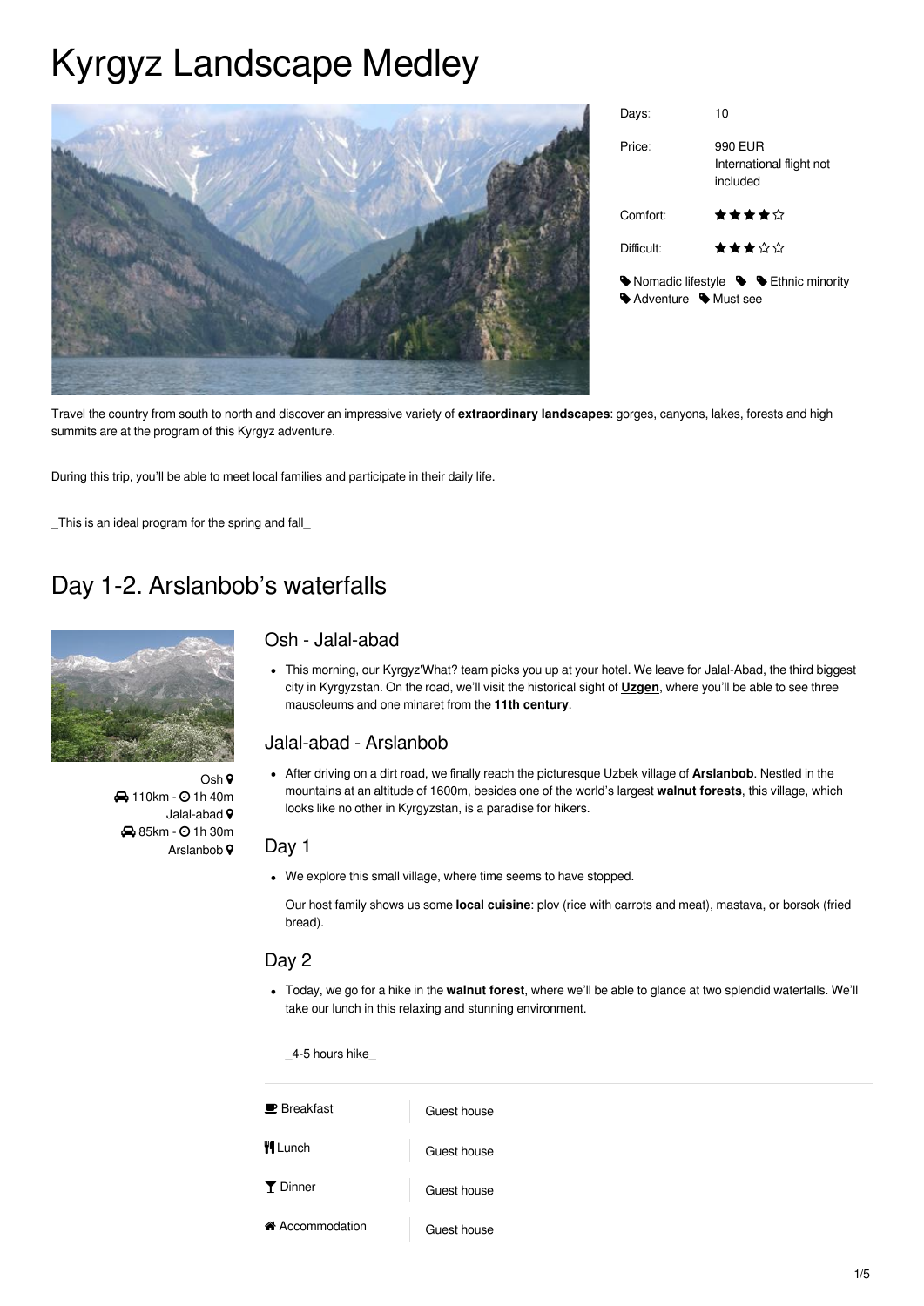# Kyrgyz Landscape Medley

| | |
|---|---|
| Days: | 10 |
| Price: | 990 EUR<br>International flight not included |
| Comfort: | ★★★★☆ |
| Difficult: | ★★★☆☆ |

Nomadic lifestyle · Ethnic minority · Adventure · Must see

Travel the country from south to north and discover an impressive variety of **extraordinary landscapes**: gorges, canyons, lakes, forests and high summits are at the program of this Kyrgyz adventure.

During this trip, you'll be able to meet local families and participate in their daily life.

_This is an ideal program for the spring and fall_

## Day 1-2. Arslanbob's waterfalls

Osh
110km - 1h 40m
Jalal-abad
85km - 1h 30m
Arslanbob

### Osh - Jalal-abad

- This morning, our Kyrgyz'What? team picks you up at your hotel. We leave for Jalal-Abad, the third biggest city in Kyrgyzstan. On the road, we'll visit the historical sight of **Uzgen**, where you'll be able to see three mausoleums and one minaret from the **11th century**.

### Jalal-abad - Arslanbob

- After driving on a dirt road, we finally reach the picturesque Uzbek village of **Arslanbob**. Nestled in the mountains at an altitude of 1600m, besides one of the world's largest **walnut forests**, this village, which looks like no other in Kyrgyzstan, is a paradise for hikers.

### Day 1

- We explore this small village, where time seems to have stopped.

  Our host family shows us some **local cuisine**: plov (rice with carrots and meat), mastava, or borsok (fried bread).

### Day 2

- Today, we go for a hike in the **walnut forest**, where we'll be able to glance at two splendid waterfalls. We'll take our lunch in this relaxing and stunning environment.

  _4-5 hours hike_

| | |
|---|---|
| Breakfast | Guest house |
| Lunch | Guest house |
| Dinner | Guest house |
| Accommodation | Guest house |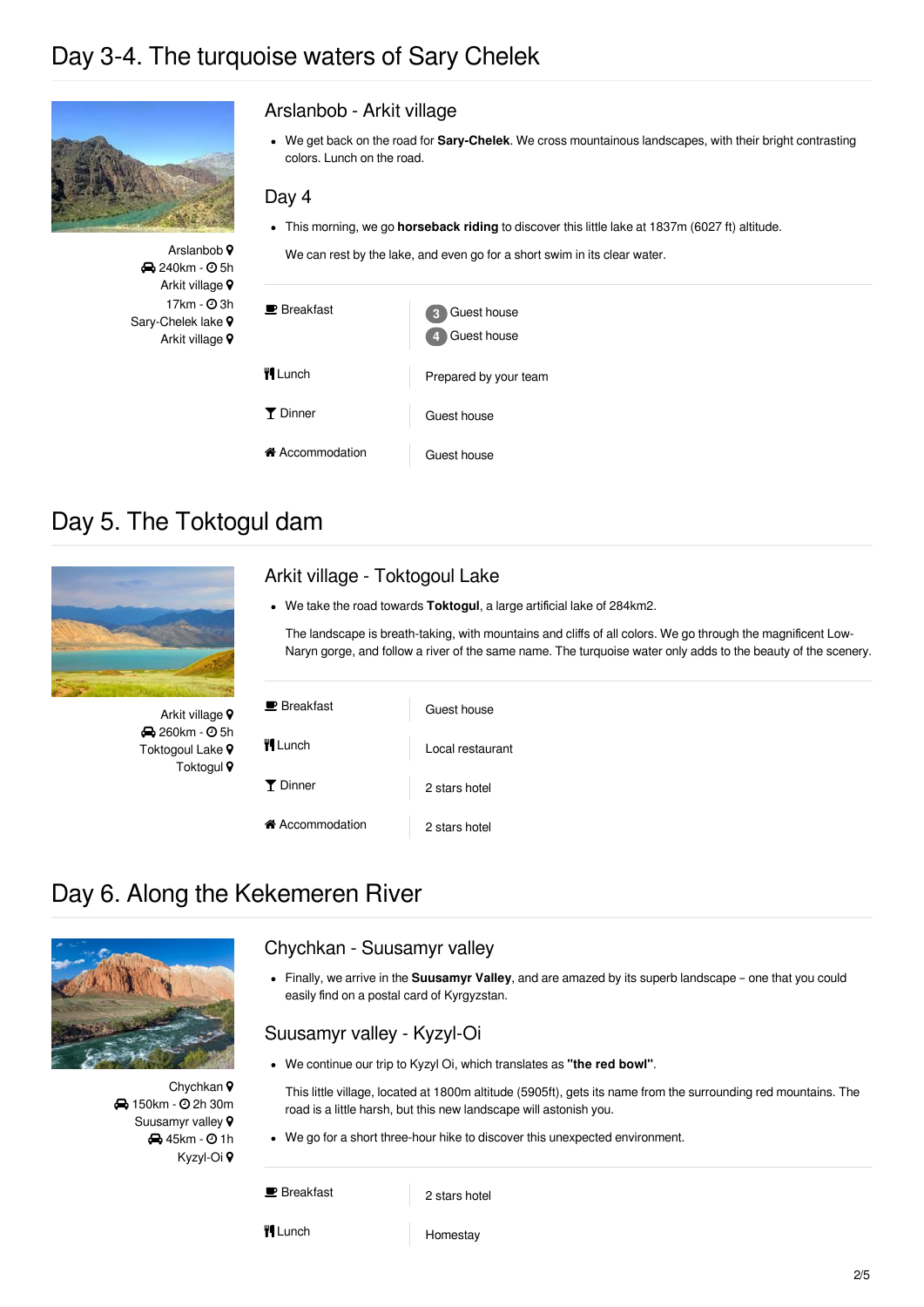## Day 3-4. The turquoise waters of Sary Chelek

Arslanbob
240km - 5h
Arkit village
17km - 3h
Sary-Chelek lake
Arkit village

### Arslanbob - Arkit village

- We get back on the road for **Sary-Chelek**. We cross mountainous landscapes, with their bright contrasting colors. Lunch on the road.

### Day 4

- This morning, we go **horseback riding** to discover this little lake at 1837m (6027 ft) altitude.

  We can rest by the lake, and even go for a short swim in its clear water.

| | |
|---|---|
| Breakfast | 3 Guest house<br>4 Guest house |
| Lunch | Prepared by your team |
| Dinner | Guest house |
| Accommodation | Guest house |

## Day 5. The Toktogul dam

Arkit village
260km - 5h
Toktogoul Lake
Toktogul

### Arkit village - Toktogoul Lake

- We take the road towards **Toktogul**, a large artificial lake of 284km2.

  The landscape is breath-taking, with mountains and cliffs of all colors. We go through the magnificent Low-Naryn gorge, and follow a river of the same name. The turquoise water only adds to the beauty of the scenery.

| | |
|---|---|
| Breakfast | Guest house |
| Lunch | Local restaurant |
| Dinner | 2 stars hotel |
| Accommodation | 2 stars hotel |

## Day 6. Along the Kekemeren River

Chychkan
150km - 2h 30m
Suusamyr valley
45km - 1h
Kyzyl-Oi

### Chychkan - Suusamyr valley

- Finally, we arrive in the **Suusamyr Valley**, and are amazed by its superb landscape – one that you could easily find on a postal card of Kyrgyzstan.

### Suusamyr valley - Kyzyl-Oi

- We continue our trip to Kyzyl Oi, which translates as **"the red bowl"**.

  This little village, located at 1800m altitude (5905ft), gets its name from the surrounding red mountains. The road is a little harsh, but this new landscape will astonish you.

- We go for a short three-hour hike to discover this unexpected environment.

| | |
|---|---|
| Breakfast | 2 stars hotel |
| Lunch | Homestay |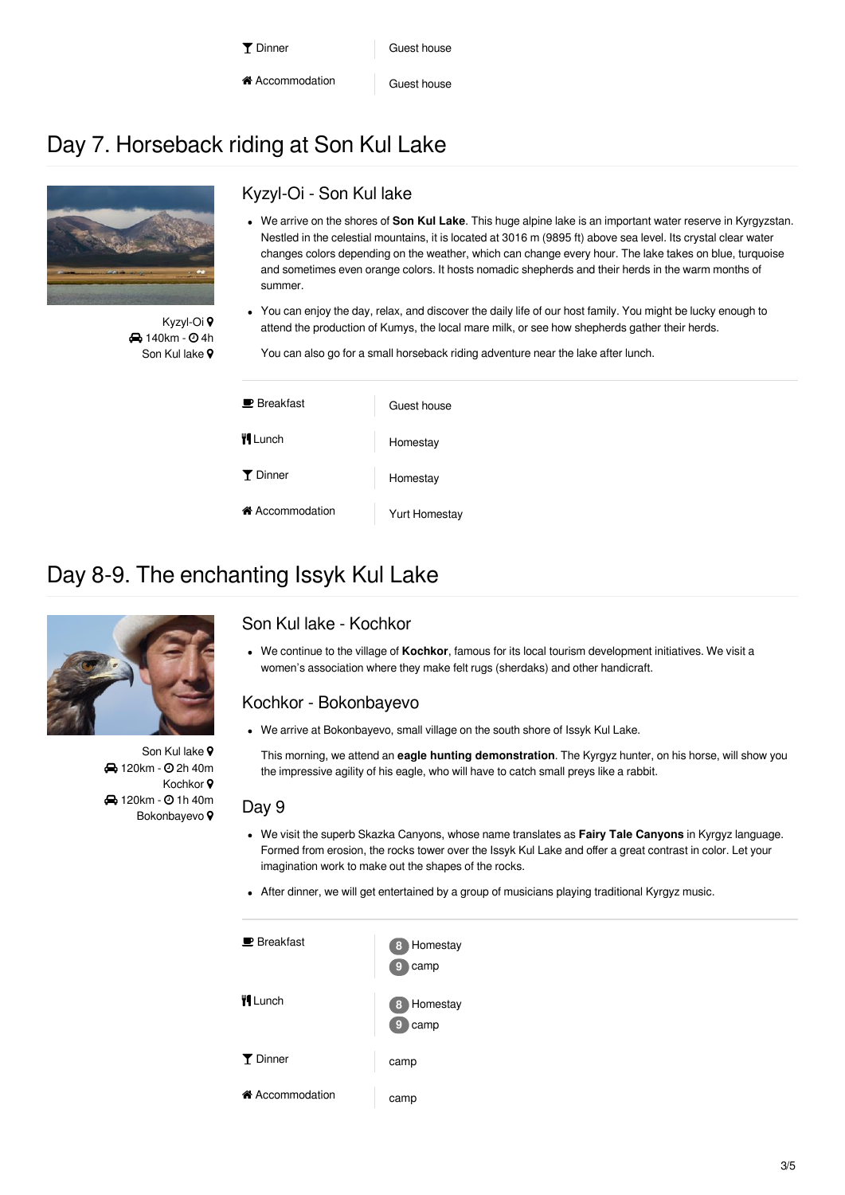| | |
|---|---|
| Dinner | Guest house |
| Accommodation | Guest house |

# Day 7. Horseback riding at Son Kul Lake

Kyzyl-Oi
140km - 4h
Son Kul lake

## Kyzyl-Oi - Son Kul lake

- We arrive on the shores of **Son Kul Lake**. This huge alpine lake is an important water reserve in Kyrgyzstan. Nestled in the celestial mountains, it is located at 3016 m (9895 ft) above sea level. Its crystal clear water changes colors depending on the weather, which can change every hour. The lake takes on blue, turquoise and sometimes even orange colors. It hosts nomadic shepherds and their herds in the warm months of summer.
- You can enjoy the day, relax, and discover the daily life of our host family. You might be lucky enough to attend the production of Kumys, the local mare milk, or see how shepherds gather their herds.

  You can also go for a small horseback riding adventure near the lake after lunch.

| | |
|---|---|
| Breakfast | Guest house |
| Lunch | Homestay |
| Dinner | Homestay |
| Accommodation | Yurt Homestay |

# Day 8-9. The enchanting Issyk Kul Lake

Son Kul lake
120km - 2h 40m
Kochkor
120km - 1h 40m
Bokonbayevo

## Son Kul lake - Kochkor

- We continue to the village of **Kochkor**, famous for its local tourism development initiatives. We visit a women's association where they make felt rugs (sherdaks) and other handicraft.

## Kochkor - Bokonbayevo

- We arrive at Bokonbayevo, small village on the south shore of Issyk Kul Lake.

  This morning, we attend an **eagle hunting demonstration**. The Kyrgyz hunter, on his horse, will show you the impressive agility of his eagle, who will have to catch small preys like a rabbit.

## Day 9

- We visit the superb Skazka Canyons, whose name translates as **Fairy Tale Canyons** in Kyrgyz language. Formed from erosion, the rocks tower over the Issyk Kul Lake and offer a great contrast in color. Let your imagination work to make out the shapes of the rocks.
- After dinner, we will get entertained by a group of musicians playing traditional Kyrgyz music.

| | |
|---|---|
| Breakfast | 8 Homestay<br>9 camp |
| Lunch | 8 Homestay<br>9 camp |
| Dinner | camp |
| Accommodation | camp |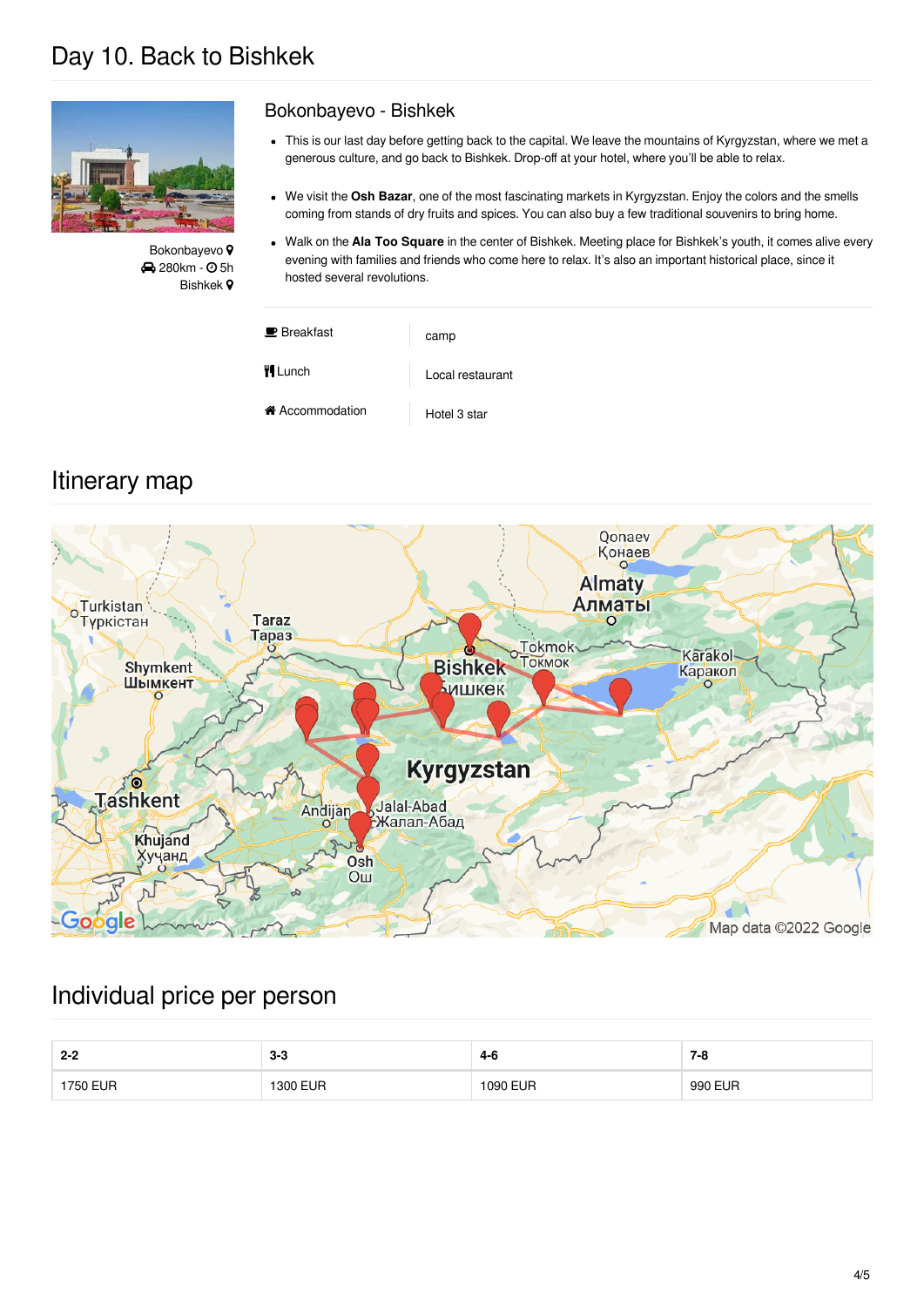# Day 10. Back to Bishkek

Bokonbayevo
280km - 5h
Bishkek

## Bokonbayevo - Bishkek

- This is our last day before getting back to the capital. We leave the mountains of Kyrgyzstan, where we met a generous culture, and go back to Bishkek. Drop-off at your hotel, where you'll be able to relax.
- We visit the **Osh Bazar**, one of the most fascinating markets in Kyrgyzstan. Enjoy the colors and the smells coming from stands of dry fruits and spices. You can also buy a few traditional souvenirs to bring home.
- Walk on the **Ala Too Square** in the center of Bishkek. Meeting place for Bishkek's youth, it comes alive every evening with families and friends who come here to relax. It's also an important historical place, since it hosted several revolutions.

| | |
|---|---|
| Breakfast | camp |
| Lunch | Local restaurant |
| Accommodation | Hotel 3 star |

# Itinerary map

# Individual price per person

| 2-2 | 3-3 | 4-6 | 7-8 |
|---|---|---|---|
| 1750 EUR | 1300 EUR | 1090 EUR | 990 EUR |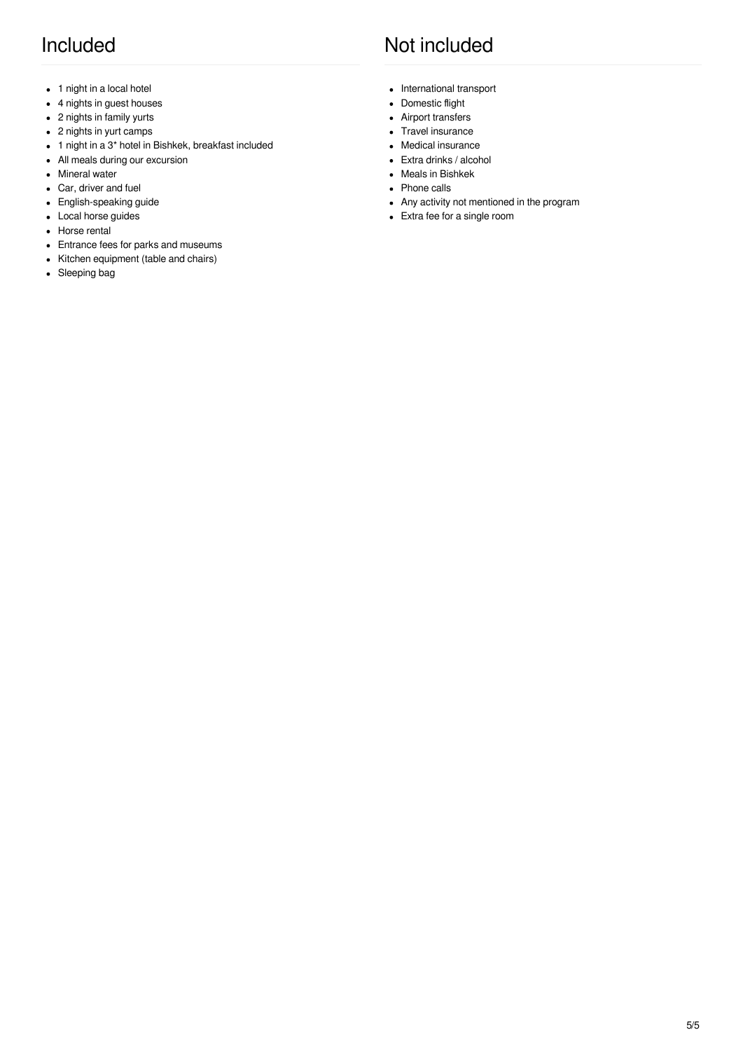## Included

- 1 night in a local hotel
- 4 nights in guest houses
- 2 nights in family yurts
- 2 nights in yurt camps
- 1 night in a 3* hotel in Bishkek, breakfast included
- All meals during our excursion
- Mineral water
- Car, driver and fuel
- English-speaking guide
- Local horse guides
- Horse rental
- Entrance fees for parks and museums
- Kitchen equipment (table and chairs)
- Sleeping bag

## Not included

- International transport
- Domestic flight
- Airport transfers
- Travel insurance
- Medical insurance
- Extra drinks / alcohol
- Meals in Bishkek
- Phone calls
- Any activity not mentioned in the program
- Extra fee for a single room